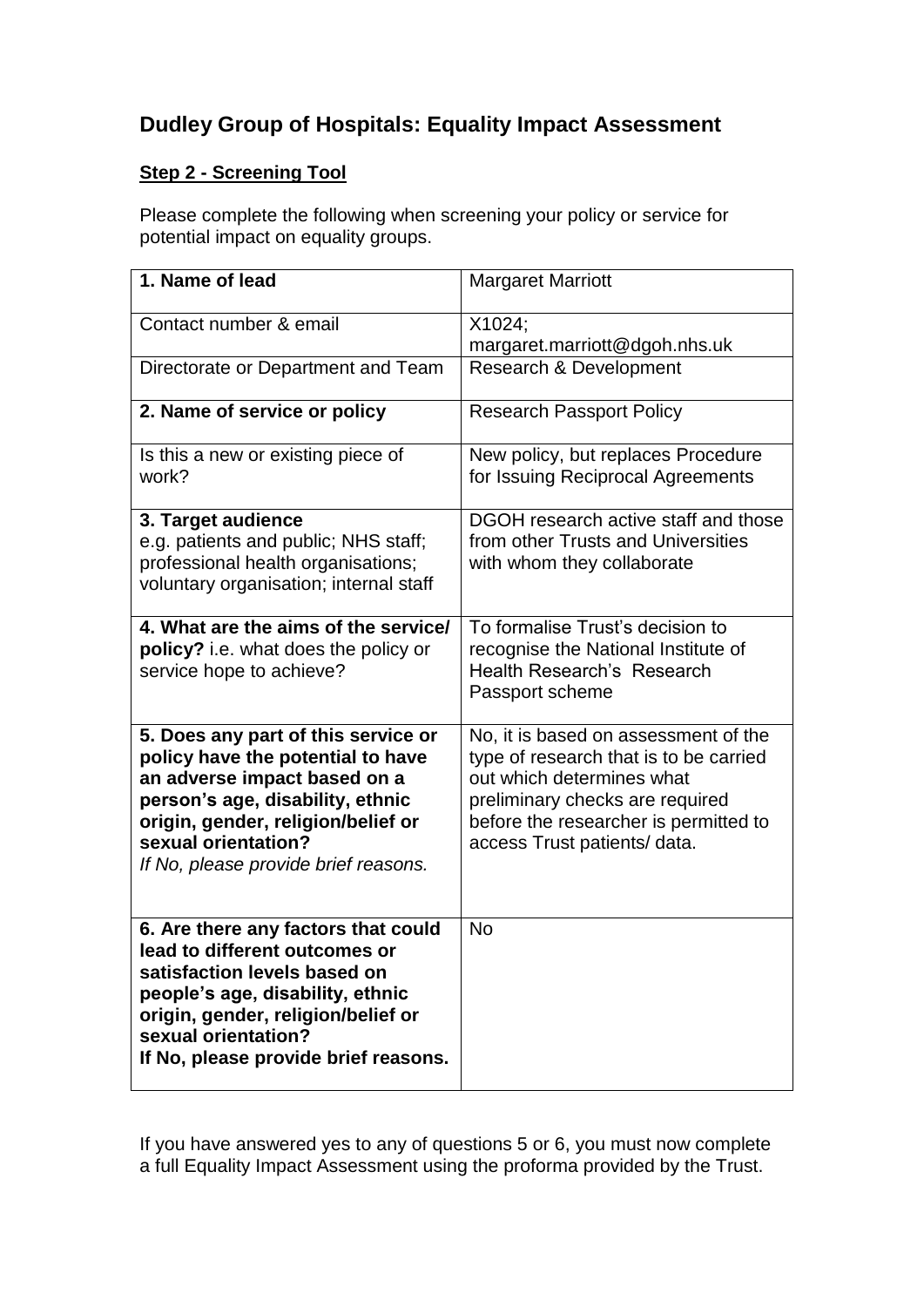# Dudley Group of Hospitals: Equality Impact Assessment

## **Step 2 - Screening Tool**

Please complete the following when screening your policy or service for potential impact on equality groups.

| **1. Name of lead** | Margaret Marriott |
|---|---|
| Contact number & email | X1024; margaret.marriott@dgoh.nhs.uk |
| Directorate or Department and Team | Research & Development |
| **2. Name of service or policy** | Research Passport Policy |
| Is this a new or existing piece of work? | New policy, but replaces Procedure for Issuing Reciprocal Agreements |
| **3. Target audience** e.g. patients and public; NHS staff; professional health organisations; voluntary organisation; internal staff | DGOH research active staff and those from other Trusts and Universities with whom they collaborate |
| **4. What are the aims of the service/ policy?** i.e. what does the policy or service hope to achieve? | To formalise Trust's decision to recognise the National Institute of Health Research's Research Passport scheme |
| **5. Does any part of this service or policy have the potential to have an adverse impact based on a person's age, disability, ethnic origin, gender, religion/belief or sexual orientation?** *If No, please provide brief reasons.* | No, it is based on assessment of the type of research that is to be carried out which determines what preliminary checks are required before the researcher is permitted to access Trust patients/ data. |
| **6. Are there any factors that could lead to different outcomes or satisfaction levels based on people's age, disability, ethnic origin, gender, religion/belief or sexual orientation? If No, please provide brief reasons.** | No |

If you have answered yes to any of questions 5 or 6, you must now complete a full Equality Impact Assessment using the proforma provided by the Trust.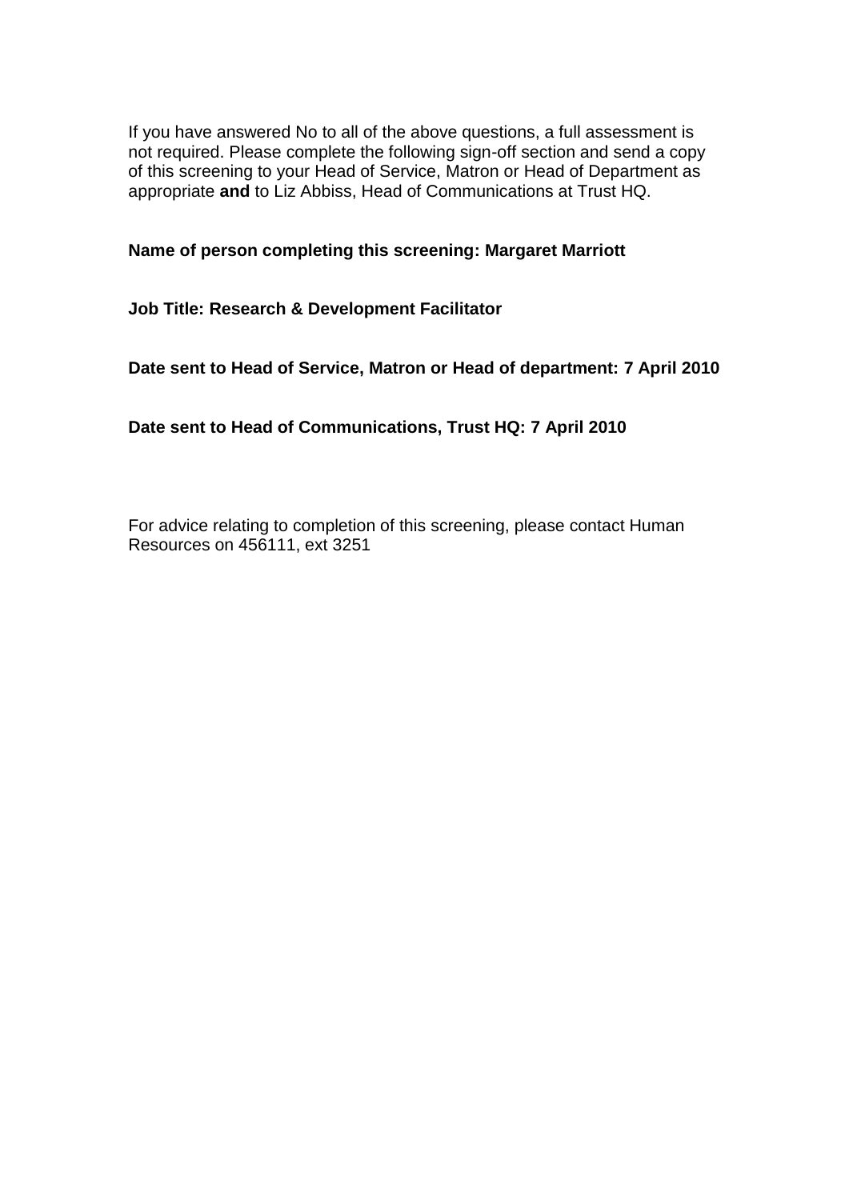If you have answered No to all of the above questions, a full assessment is not required. Please complete the following sign-off section and send a copy of this screening to your Head of Service, Matron or Head of Department as appropriate **and** to Liz Abbiss, Head of Communications at Trust HQ.

**Name of person completing this screening: Margaret Marriott**

**Job Title: Research & Development Facilitator**

**Date sent to Head of Service, Matron or Head of department: 7 April 2010**

**Date sent to Head of Communications, Trust HQ: 7 April 2010**

For advice relating to completion of this screening, please contact Human Resources on 456111, ext 3251